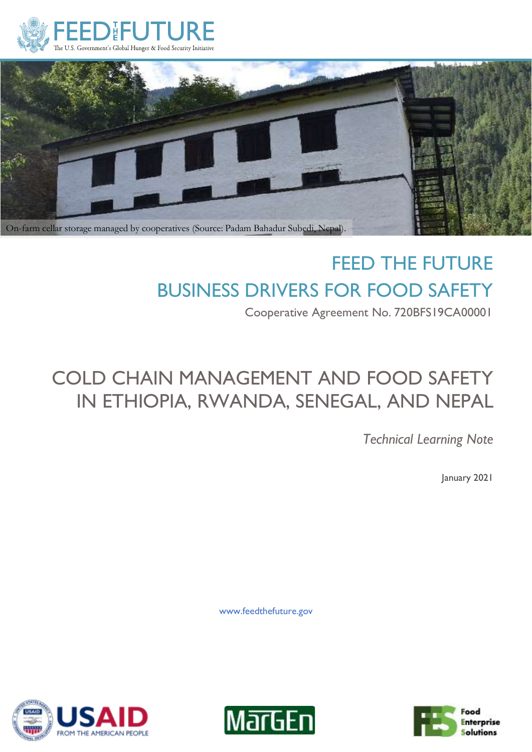FEED THE FUTURE
The U.S. Government's Global Hunger & Food Security Initiative

On-farm cellar storage managed by cooperatives (Source: Padam Bahadur Subedi, Nepal).

# FEED THE FUTURE BUSINESS DRIVERS FOR FOOD SAFETY

Cooperative Agreement No. 720BFS19CA00001

# COLD CHAIN MANAGEMENT AND FOOD SAFETY IN ETHIOPIA, RWANDA, SENEGAL, AND NEPAL

*Technical Learning Note*

January 2021

www.feedthefuture.gov

USAID FROM THE AMERICAN PEOPLE

MarGEn

Food Enterprise Solutions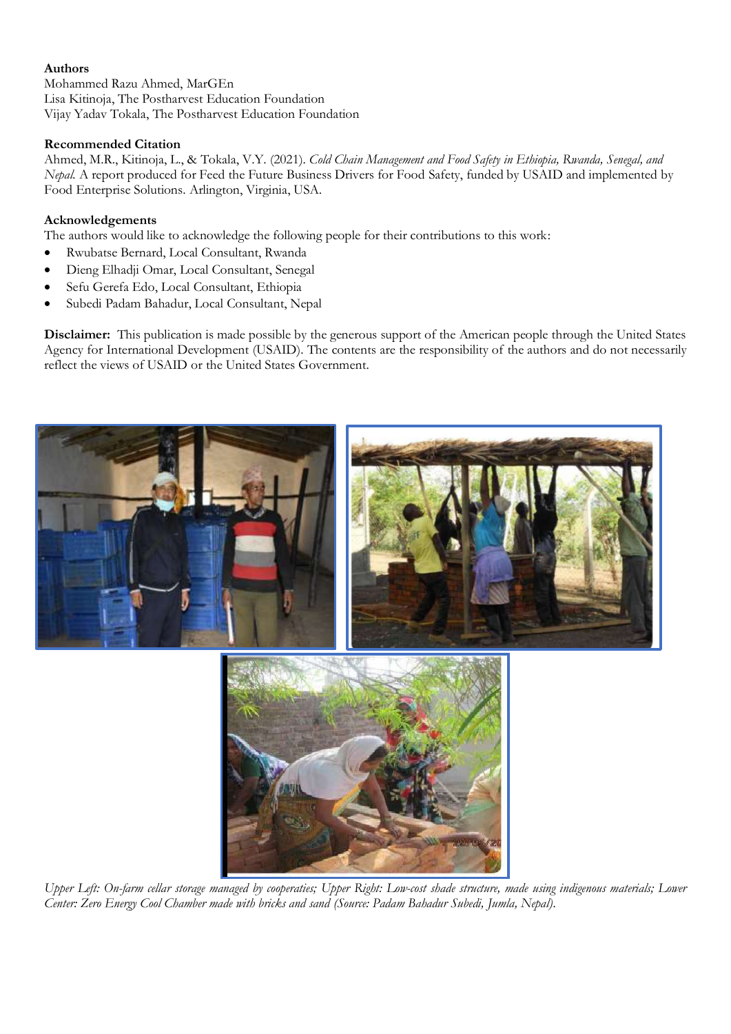**Authors**
Mohammed Razu Ahmed, MarGEn
Lisa Kitinoja, The Postharvest Education Foundation
Vijay Yadav Tokala, The Postharvest Education Foundation

**Recommended Citation**
Ahmed, M.R., Kitinoja, L., & Tokala, V.Y. (2021). *Cold Chain Management and Food Safety in Ethiopia, Rwanda, Senegal, and Nepal.* A report produced for Feed the Future Business Drivers for Food Safety, funded by USAID and implemented by Food Enterprise Solutions. Arlington, Virginia, USA.

**Acknowledgements**
The authors would like to acknowledge the following people for their contributions to this work:

- Rwubatse Bernard, Local Consultant, Rwanda
- Dieng Elhadji Omar, Local Consultant, Senegal
- Sefu Gerefa Edo, Local Consultant, Ethiopia
- Subedi Padam Bahadur, Local Consultant, Nepal

**Disclaimer:** This publication is made possible by the generous support of the American people through the United States Agency for International Development (USAID). The contents are the responsibility of the authors and do not necessarily reflect the views of USAID or the United States Government.

*Upper Left: On-farm cellar storage managed by cooperaties; Upper Right: Low-cost shade structure, made using indigenous materials; Lower Center: Zero Energy Cool Chamber made with bricks and sand (Source: Padam Bahadur Subedi, Jumla, Nepal).*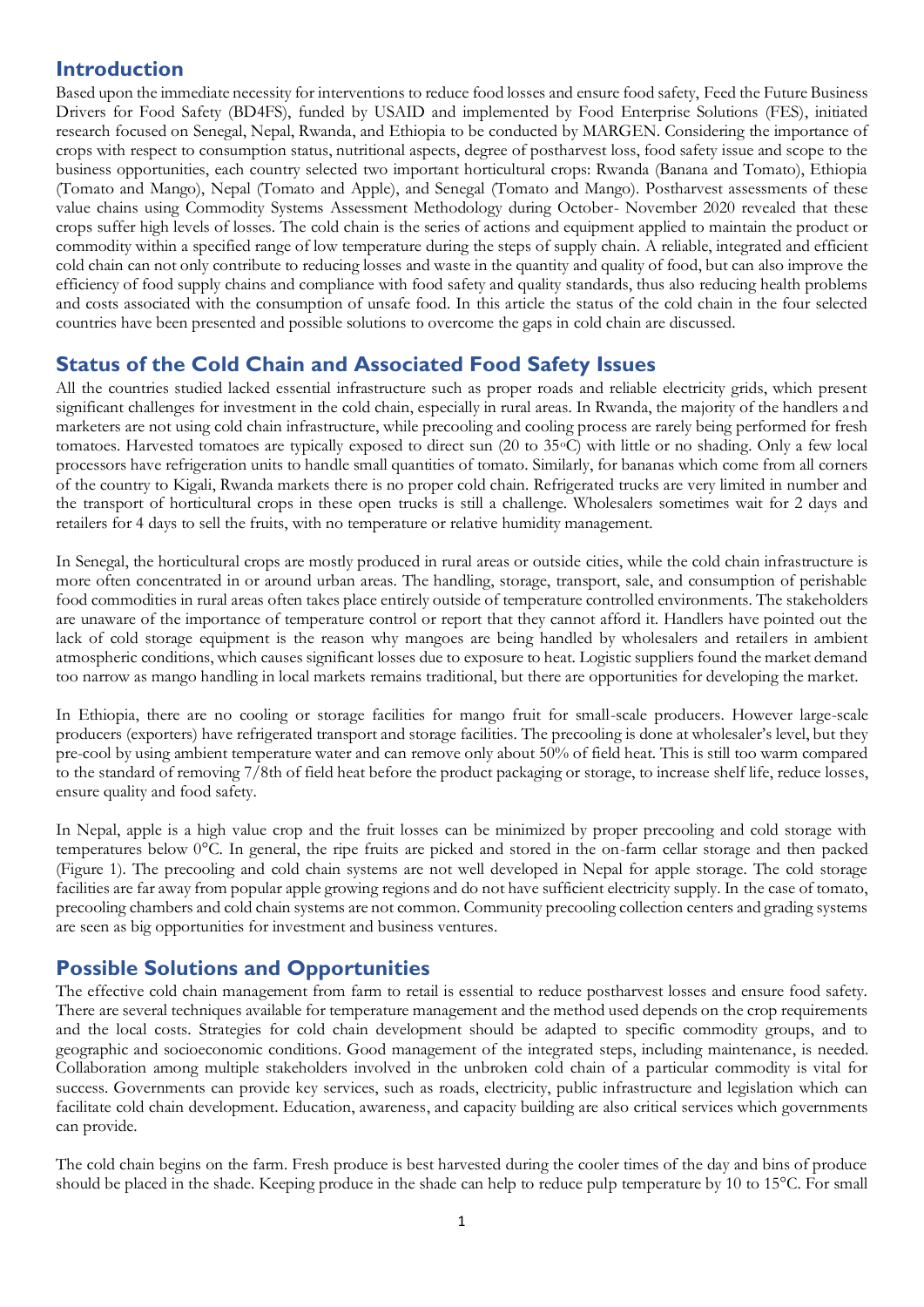## Introduction

Based upon the immediate necessity for interventions to reduce food losses and ensure food safety, Feed the Future Business Drivers for Food Safety (BD4FS), funded by USAID and implemented by Food Enterprise Solutions (FES), initiated research focused on Senegal, Nepal, Rwanda, and Ethiopia to be conducted by MARGEN. Considering the importance of crops with respect to consumption status, nutritional aspects, degree of postharvest loss, food safety issue and scope to the business opportunities, each country selected two important horticultural crops: Rwanda (Banana and Tomato), Ethiopia (Tomato and Mango), Nepal (Tomato and Apple), and Senegal (Tomato and Mango). Postharvest assessments of these value chains using Commodity Systems Assessment Methodology during October- November 2020 revealed that these crops suffer high levels of losses. The cold chain is the series of actions and equipment applied to maintain the product or commodity within a specified range of low temperature during the steps of supply chain. A reliable, integrated and efficient cold chain can not only contribute to reducing losses and waste in the quantity and quality of food, but can also improve the efficiency of food supply chains and compliance with food safety and quality standards, thus also reducing health problems and costs associated with the consumption of unsafe food. In this article the status of the cold chain in the four selected countries have been presented and possible solutions to overcome the gaps in cold chain are discussed.

## Status of the Cold Chain and Associated Food Safety Issues

All the countries studied lacked essential infrastructure such as proper roads and reliable electricity grids, which present significant challenges for investment in the cold chain, especially in rural areas. In Rwanda, the majority of the handlers and marketers are not using cold chain infrastructure, while precooling and cooling process are rarely being performed for fresh tomatoes. Harvested tomatoes are typically exposed to direct sun (20 to 35°C) with little or no shading. Only a few local processors have refrigeration units to handle small quantities of tomato. Similarly, for bananas which come from all corners of the country to Kigali, Rwanda markets there is no proper cold chain. Refrigerated trucks are very limited in number and the transport of horticultural crops in these open trucks is still a challenge. Wholesalers sometimes wait for 2 days and retailers for 4 days to sell the fruits, with no temperature or relative humidity management.

In Senegal, the horticultural crops are mostly produced in rural areas or outside cities, while the cold chain infrastructure is more often concentrated in or around urban areas. The handling, storage, transport, sale, and consumption of perishable food commodities in rural areas often takes place entirely outside of temperature controlled environments. The stakeholders are unaware of the importance of temperature control or report that they cannot afford it. Handlers have pointed out the lack of cold storage equipment is the reason why mangoes are being handled by wholesalers and retailers in ambient atmospheric conditions, which causes significant losses due to exposure to heat. Logistic suppliers found the market demand too narrow as mango handling in local markets remains traditional, but there are opportunities for developing the market.

In Ethiopia, there are no cooling or storage facilities for mango fruit for small-scale producers. However large-scale producers (exporters) have refrigerated transport and storage facilities. The precooling is done at wholesaler's level, but they pre-cool by using ambient temperature water and can remove only about 50% of field heat. This is still too warm compared to the standard of removing 7/8th of field heat before the product packaging or storage, to increase shelf life, reduce losses, ensure quality and food safety.

In Nepal, apple is a high value crop and the fruit losses can be minimized by proper precooling and cold storage with temperatures below 0°C. In general, the ripe fruits are picked and stored in the on-farm cellar storage and then packed (Figure 1). The precooling and cold chain systems are not well developed in Nepal for apple storage. The cold storage facilities are far away from popular apple growing regions and do not have sufficient electricity supply. In the case of tomato, precooling chambers and cold chain systems are not common. Community precooling collection centers and grading systems are seen as big opportunities for investment and business ventures.

## Possible Solutions and Opportunities

The effective cold chain management from farm to retail is essential to reduce postharvest losses and ensure food safety. There are several techniques available for temperature management and the method used depends on the crop requirements and the local costs. Strategies for cold chain development should be adapted to specific commodity groups, and to geographic and socioeconomic conditions. Good management of the integrated steps, including maintenance, is needed. Collaboration among multiple stakeholders involved in the unbroken cold chain of a particular commodity is vital for success. Governments can provide key services, such as roads, electricity, public infrastructure and legislation which can facilitate cold chain development. Education, awareness, and capacity building are also critical services which governments can provide.

The cold chain begins on the farm. Fresh produce is best harvested during the cooler times of the day and bins of produce should be placed in the shade. Keeping produce in the shade can help to reduce pulp temperature by 10 to 15°C. For small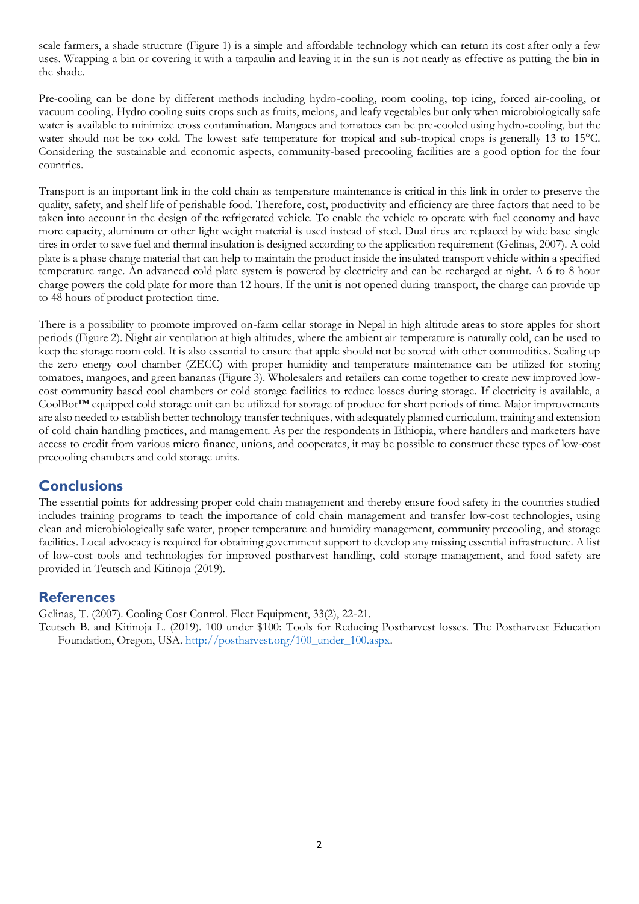scale farmers, a shade structure (Figure 1) is a simple and affordable technology which can return its cost after only a few uses. Wrapping a bin or covering it with a tarpaulin and leaving it in the sun is not nearly as effective as putting the bin in the shade.

Pre-cooling can be done by different methods including hydro-cooling, room cooling, top icing, forced air-cooling, or vacuum cooling. Hydro cooling suits crops such as fruits, melons, and leafy vegetables but only when microbiologically safe water is available to minimize cross contamination. Mangoes and tomatoes can be pre-cooled using hydro-cooling, but the water should not be too cold. The lowest safe temperature for tropical and sub-tropical crops is generally 13 to 15°C. Considering the sustainable and economic aspects, community-based precooling facilities are a good option for the four countries.

Transport is an important link in the cold chain as temperature maintenance is critical in this link in order to preserve the quality, safety, and shelf life of perishable food. Therefore, cost, productivity and efficiency are three factors that need to be taken into account in the design of the refrigerated vehicle. To enable the vehicle to operate with fuel economy and have more capacity, aluminum or other light weight material is used instead of steel. Dual tires are replaced by wide base single tires in order to save fuel and thermal insulation is designed according to the application requirement (Gelinas, 2007). A cold plate is a phase change material that can help to maintain the product inside the insulated transport vehicle within a specified temperature range. An advanced cold plate system is powered by electricity and can be recharged at night. A 6 to 8 hour charge powers the cold plate for more than 12 hours. If the unit is not opened during transport, the charge can provide up to 48 hours of product protection time.

There is a possibility to promote improved on-farm cellar storage in Nepal in high altitude areas to store apples for short periods (Figure 2). Night air ventilation at high altitudes, where the ambient air temperature is naturally cold, can be used to keep the storage room cold. It is also essential to ensure that apple should not be stored with other commodities. Scaling up the zero energy cool chamber (ZECC) with proper humidity and temperature maintenance can be utilized for storing tomatoes, mangoes, and green bananas (Figure 3). Wholesalers and retailers can come together to create new improved low-cost community based cool chambers or cold storage facilities to reduce losses during storage. If electricity is available, a CoolBot™ equipped cold storage unit can be utilized for storage of produce for short periods of time. Major improvements are also needed to establish better technology transfer techniques, with adequately planned curriculum, training and extension of cold chain handling practices, and management. As per the respondents in Ethiopia, where handlers and marketers have access to credit from various micro finance, unions, and cooperates, it may be possible to construct these types of low-cost precooling chambers and cold storage units.

## Conclusions

The essential points for addressing proper cold chain management and thereby ensure food safety in the countries studied includes training programs to teach the importance of cold chain management and transfer low-cost technologies, using clean and microbiologically safe water, proper temperature and humidity management, community precooling, and storage facilities. Local advocacy is required for obtaining government support to develop any missing essential infrastructure. A list of low-cost tools and technologies for improved postharvest handling, cold storage management, and food safety are provided in Teutsch and Kitinoja (2019).

## References

Gelinas, T. (2007). Cooling Cost Control. Fleet Equipment, 33(2), 22-21.

Teutsch B. and Kitinoja L. (2019). 100 under $100: Tools for Reducing Postharvest losses. The Postharvest Education Foundation, Oregon, USA. http://postharvest.org/100_under_100.aspx.